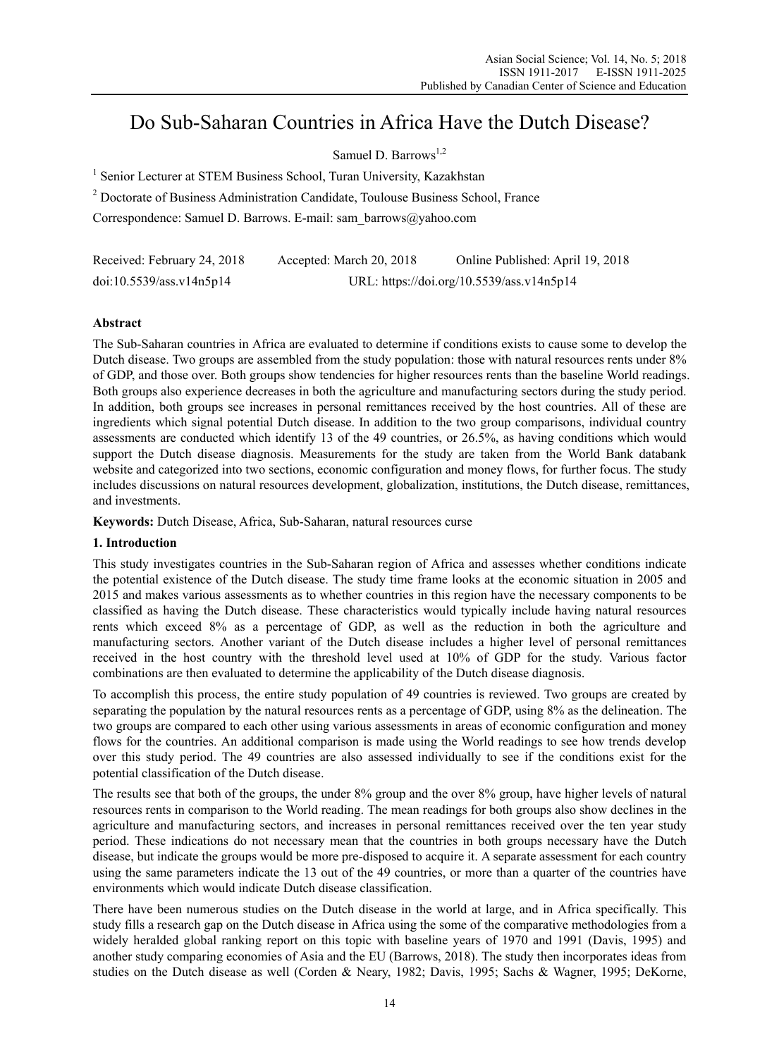# Do Sub-Saharan Countries in Africa Have the Dutch Disease?

Samuel D. Barrows[1,2]

[1] Senior Lecturer at STEM Business School, Turan University, Kazakhstan

[2] Doctorate of Business Administration Candidate, Toulouse Business School, France

Correspondence: Samuel D. Barrows. E-mail: sam_barrows@yahoo.com

Received: February 24, 2018 Accepted: March 20, 2018 Online Published: April 19, 2018

doi:10.5539/ass.v14n5p14 URL: https://doi.org/10.5539/ass.v14n5p14

## Abstract

The Sub-Saharan countries in Africa are evaluated to determine if conditions exists to cause some to develop the Dutch disease. Two groups are assembled from the study population: those with natural resources rents under 8% of GDP, and those over. Both groups show tendencies for higher resources rents than the baseline World readings. Both groups also experience decreases in both the agriculture and manufacturing sectors during the study period. In addition, both groups see increases in personal remittances received by the host countries. All of these are ingredients which signal potential Dutch disease. In addition to the two group comparisons, individual country assessments are conducted which identify 13 of the 49 countries, or 26.5%, as having conditions which would support the Dutch disease diagnosis. Measurements for the study are taken from the World Bank databank website and categorized into two sections, economic configuration and money flows, for further focus. The study includes discussions on natural resources development, globalization, institutions, the Dutch disease, remittances, and investments.

**Keywords:** Dutch Disease, Africa, Sub-Saharan, natural resources curse

## 1. Introduction

This study investigates countries in the Sub-Saharan region of Africa and assesses whether conditions indicate the potential existence of the Dutch disease. The study time frame looks at the economic situation in 2005 and 2015 and makes various assessments as to whether countries in this region have the necessary components to be classified as having the Dutch disease. These characteristics would typically include having natural resources rents which exceed 8% as a percentage of GDP, as well as the reduction in both the agriculture and manufacturing sectors. Another variant of the Dutch disease includes a higher level of personal remittances received in the host country with the threshold level used at 10% of GDP for the study. Various factor combinations are then evaluated to determine the applicability of the Dutch disease diagnosis.

To accomplish this process, the entire study population of 49 countries is reviewed. Two groups are created by separating the population by the natural resources rents as a percentage of GDP, using 8% as the delineation. The two groups are compared to each other using various assessments in areas of economic configuration and money flows for the countries. An additional comparison is made using the World readings to see how trends develop over this study period. The 49 countries are also assessed individually to see if the conditions exist for the potential classification of the Dutch disease.

The results see that both of the groups, the under 8% group and the over 8% group, have higher levels of natural resources rents in comparison to the World reading. The mean readings for both groups also show declines in the agriculture and manufacturing sectors, and increases in personal remittances received over the ten year study period. These indications do not necessary mean that the countries in both groups necessary have the Dutch disease, but indicate the groups would be more pre-disposed to acquire it. A separate assessment for each country using the same parameters indicate the 13 out of the 49 countries, or more than a quarter of the countries have environments which would indicate Dutch disease classification.

There have been numerous studies on the Dutch disease in the world at large, and in Africa specifically. This study fills a research gap on the Dutch disease in Africa using the some of the comparative methodologies from a widely heralded global ranking report on this topic with baseline years of 1970 and 1991 (Davis, 1995) and another study comparing economies of Asia and the EU (Barrows, 2018). The study then incorporates ideas from studies on the Dutch disease as well (Corden & Neary, 1982; Davis, 1995; Sachs & Wagner, 1995; DeKorne,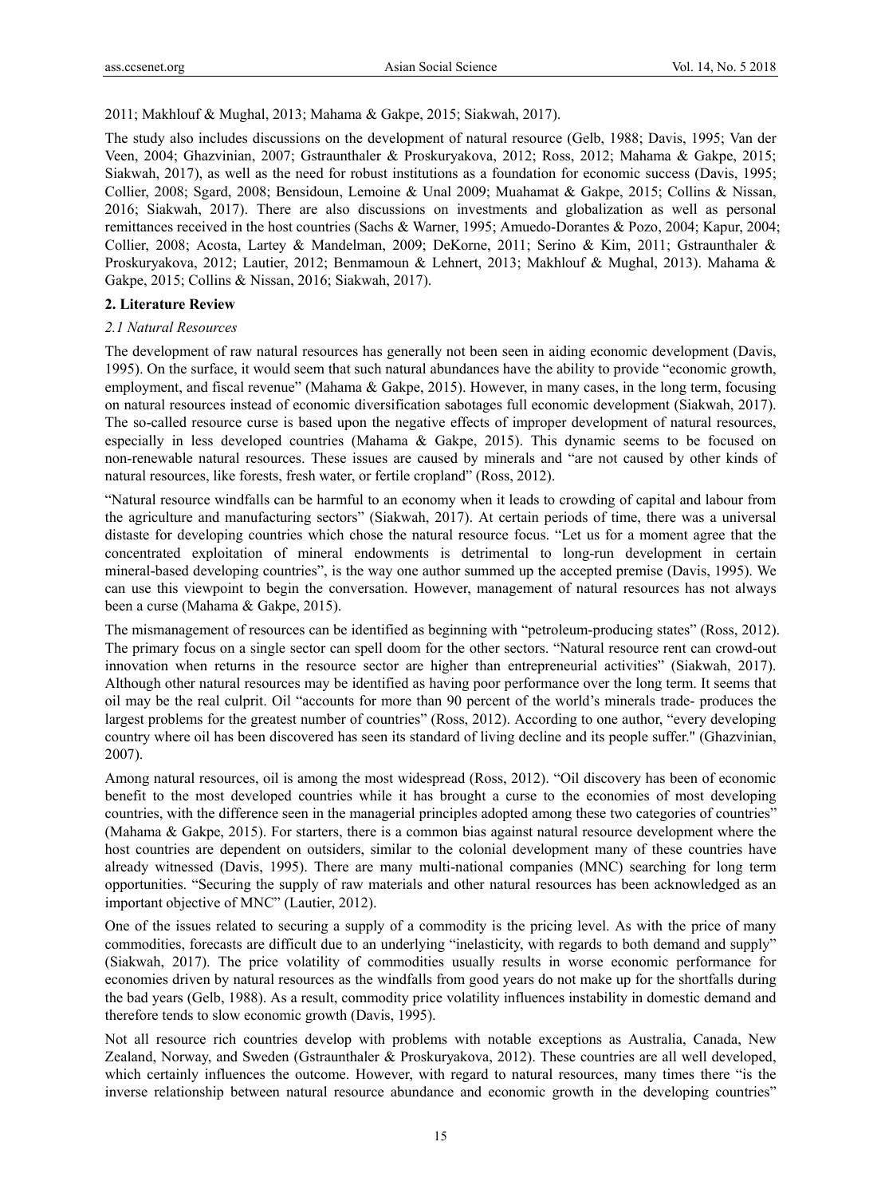2011; Makhlouf & Mughal, 2013; Mahama & Gakpe, 2015; Siakwah, 2017).

The study also includes discussions on the development of natural resource (Gelb, 1988; Davis, 1995; Van der Veen, 2004; Ghazvinian, 2007; Gstraunthaler & Proskuryakova, 2012; Ross, 2012; Mahama & Gakpe, 2015; Siakwah, 2017), as well as the need for robust institutions as a foundation for economic success (Davis, 1995; Collier, 2008; Sgard, 2008; Bensidoun, Lemoine & Unal 2009; Muahamat & Gakpe, 2015; Collins & Nissan, 2016; Siakwah, 2017). There are also discussions on investments and globalization as well as personal remittances received in the host countries (Sachs & Warner, 1995; Amuedo-Dorantes & Pozo, 2004; Kapur, 2004; Collier, 2008; Acosta, Lartey & Mandelman, 2009; DeKorne, 2011; Serino & Kim, 2011; Gstraunthaler & Proskuryakova, 2012; Lautier, 2012; Benmamoun & Lehnert, 2013; Makhlouf & Mughal, 2013). Mahama & Gakpe, 2015; Collins & Nissan, 2016; Siakwah, 2017).

## 2. Literature Review

### 2.1 Natural Resources

The development of raw natural resources has generally not been seen in aiding economic development (Davis, 1995). On the surface, it would seem that such natural abundances have the ability to provide "economic growth, employment, and fiscal revenue" (Mahama & Gakpe, 2015). However, in many cases, in the long term, focusing on natural resources instead of economic diversification sabotages full economic development (Siakwah, 2017). The so-called resource curse is based upon the negative effects of improper development of natural resources, especially in less developed countries (Mahama & Gakpe, 2015). This dynamic seems to be focused on non-renewable natural resources. These issues are caused by minerals and "are not caused by other kinds of natural resources, like forests, fresh water, or fertile cropland" (Ross, 2012).

"Natural resource windfalls can be harmful to an economy when it leads to crowding of capital and labour from the agriculture and manufacturing sectors" (Siakwah, 2017). At certain periods of time, there was a universal distaste for developing countries which chose the natural resource focus. "Let us for a moment agree that the concentrated exploitation of mineral endowments is detrimental to long-run development in certain mineral-based developing countries", is the way one author summed up the accepted premise (Davis, 1995). We can use this viewpoint to begin the conversation. However, management of natural resources has not always been a curse (Mahama & Gakpe, 2015).

The mismanagement of resources can be identified as beginning with "petroleum-producing states" (Ross, 2012). The primary focus on a single sector can spell doom for the other sectors. "Natural resource rent can crowd-out innovation when returns in the resource sector are higher than entrepreneurial activities" (Siakwah, 2017). Although other natural resources may be identified as having poor performance over the long term. It seems that oil may be the real culprit. Oil "accounts for more than 90 percent of the world's minerals trade- produces the largest problems for the greatest number of countries" (Ross, 2012). According to one author, "every developing country where oil has been discovered has seen its standard of living decline and its people suffer." (Ghazvinian, 2007).

Among natural resources, oil is among the most widespread (Ross, 2012). "Oil discovery has been of economic benefit to the most developed countries while it has brought a curse to the economies of most developing countries, with the difference seen in the managerial principles adopted among these two categories of countries" (Mahama & Gakpe, 2015). For starters, there is a common bias against natural resource development where the host countries are dependent on outsiders, similar to the colonial development many of these countries have already witnessed (Davis, 1995). There are many multi-national companies (MNC) searching for long term opportunities. "Securing the supply of raw materials and other natural resources has been acknowledged as an important objective of MNC" (Lautier, 2012).

One of the issues related to securing a supply of a commodity is the pricing level. As with the price of many commodities, forecasts are difficult due to an underlying "inelasticity, with regards to both demand and supply" (Siakwah, 2017). The price volatility of commodities usually results in worse economic performance for economies driven by natural resources as the windfalls from good years do not make up for the shortfalls during the bad years (Gelb, 1988). As a result, commodity price volatility influences instability in domestic demand and therefore tends to slow economic growth (Davis, 1995).

Not all resource rich countries develop with problems with notable exceptions as Australia, Canada, New Zealand, Norway, and Sweden (Gstraunthaler & Proskuryakova, 2012). These countries are all well developed, which certainly influences the outcome. However, with regard to natural resources, many times there "is the inverse relationship between natural resource abundance and economic growth in the developing countries"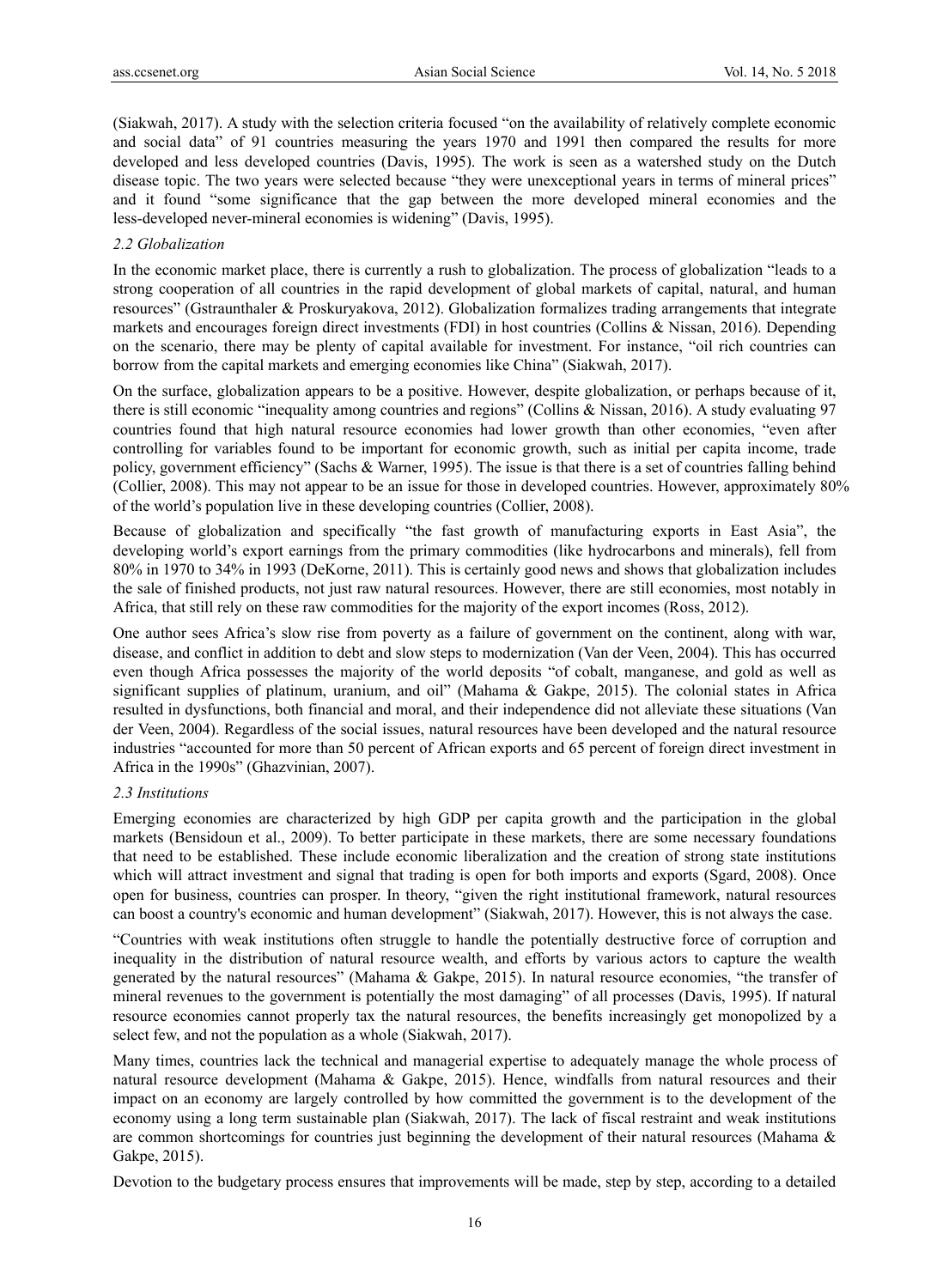(Siakwah, 2017). A study with the selection criteria focused "on the availability of relatively complete economic and social data" of 91 countries measuring the years 1970 and 1991 then compared the results for more developed and less developed countries (Davis, 1995). The work is seen as a watershed study on the Dutch disease topic. The two years were selected because "they were unexceptional years in terms of mineral prices" and it found "some significance that the gap between the more developed mineral economies and the less-developed never-mineral economies is widening" (Davis, 1995).

### *2.2 Globalization*

In the economic market place, there is currently a rush to globalization. The process of globalization "leads to a strong cooperation of all countries in the rapid development of global markets of capital, natural, and human resources" (Gstraunthaler & Proskuryakova, 2012). Globalization formalizes trading arrangements that integrate markets and encourages foreign direct investments (FDI) in host countries (Collins & Nissan, 2016). Depending on the scenario, there may be plenty of capital available for investment. For instance, "oil rich countries can borrow from the capital markets and emerging economies like China" (Siakwah, 2017).

On the surface, globalization appears to be a positive. However, despite globalization, or perhaps because of it, there is still economic "inequality among countries and regions" (Collins & Nissan, 2016). A study evaluating 97 countries found that high natural resource economies had lower growth than other economies, "even after controlling for variables found to be important for economic growth, such as initial per capita income, trade policy, government efficiency" (Sachs & Warner, 1995). The issue is that there is a set of countries falling behind (Collier, 2008). This may not appear to be an issue for those in developed countries. However, approximately 80% of the world's population live in these developing countries (Collier, 2008).

Because of globalization and specifically "the fast growth of manufacturing exports in East Asia", the developing world's export earnings from the primary commodities (like hydrocarbons and minerals), fell from 80% in 1970 to 34% in 1993 (DeKorne, 2011). This is certainly good news and shows that globalization includes the sale of finished products, not just raw natural resources. However, there are still economies, most notably in Africa, that still rely on these raw commodities for the majority of the export incomes (Ross, 2012).

One author sees Africa's slow rise from poverty as a failure of government on the continent, along with war, disease, and conflict in addition to debt and slow steps to modernization (Van der Veen, 2004). This has occurred even though Africa possesses the majority of the world deposits "of cobalt, manganese, and gold as well as significant supplies of platinum, uranium, and oil" (Mahama & Gakpe, 2015). The colonial states in Africa resulted in dysfunctions, both financial and moral, and their independence did not alleviate these situations (Van der Veen, 2004). Regardless of the social issues, natural resources have been developed and the natural resource industries "accounted for more than 50 percent of African exports and 65 percent of foreign direct investment in Africa in the 1990s" (Ghazvinian, 2007).

### *2.3 Institutions*

Emerging economies are characterized by high GDP per capita growth and the participation in the global markets (Bensidoun et al., 2009). To better participate in these markets, there are some necessary foundations that need to be established. These include economic liberalization and the creation of strong state institutions which will attract investment and signal that trading is open for both imports and exports (Sgard, 2008). Once open for business, countries can prosper. In theory, "given the right institutional framework, natural resources can boost a country's economic and human development" (Siakwah, 2017). However, this is not always the case.

"Countries with weak institutions often struggle to handle the potentially destructive force of corruption and inequality in the distribution of natural resource wealth, and efforts by various actors to capture the wealth generated by the natural resources" (Mahama & Gakpe, 2015). In natural resource economies, "the transfer of mineral revenues to the government is potentially the most damaging" of all processes (Davis, 1995). If natural resource economies cannot properly tax the natural resources, the benefits increasingly get monopolized by a select few, and not the population as a whole (Siakwah, 2017).

Many times, countries lack the technical and managerial expertise to adequately manage the whole process of natural resource development (Mahama & Gakpe, 2015). Hence, windfalls from natural resources and their impact on an economy are largely controlled by how committed the government is to the development of the economy using a long term sustainable plan (Siakwah, 2017). The lack of fiscal restraint and weak institutions are common shortcomings for countries just beginning the development of their natural resources (Mahama & Gakpe, 2015).

Devotion to the budgetary process ensures that improvements will be made, step by step, according to a detailed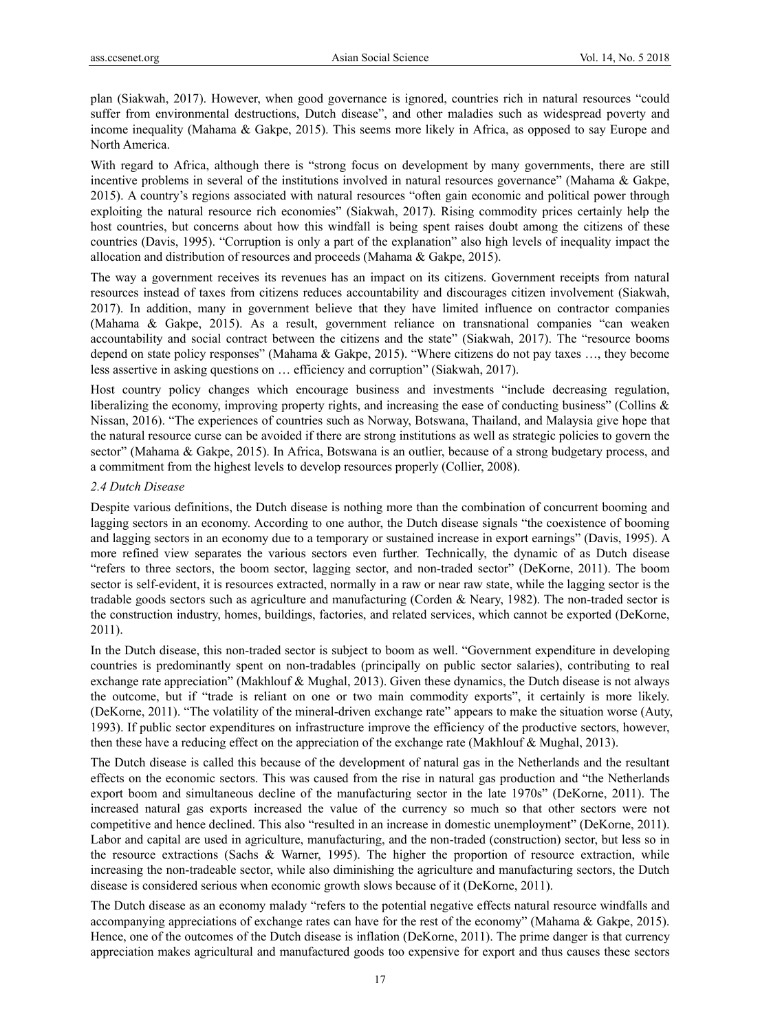plan (Siakwah, 2017). However, when good governance is ignored, countries rich in natural resources "could suffer from environmental destructions, Dutch disease", and other maladies such as widespread poverty and income inequality (Mahama & Gakpe, 2015). This seems more likely in Africa, as opposed to say Europe and North America.

With regard to Africa, although there is "strong focus on development by many governments, there are still incentive problems in several of the institutions involved in natural resources governance" (Mahama & Gakpe, 2015). A country's regions associated with natural resources "often gain economic and political power through exploiting the natural resource rich economies" (Siakwah, 2017). Rising commodity prices certainly help the host countries, but concerns about how this windfall is being spent raises doubt among the citizens of these countries (Davis, 1995). "Corruption is only a part of the explanation" also high levels of inequality impact the allocation and distribution of resources and proceeds (Mahama & Gakpe, 2015).

The way a government receives its revenues has an impact on its citizens. Government receipts from natural resources instead of taxes from citizens reduces accountability and discourages citizen involvement (Siakwah, 2017). In addition, many in government believe that they have limited influence on contractor companies (Mahama & Gakpe, 2015). As a result, government reliance on transnational companies "can weaken accountability and social contract between the citizens and the state" (Siakwah, 2017). The "resource booms depend on state policy responses" (Mahama & Gakpe, 2015). "Where citizens do not pay taxes …, they become less assertive in asking questions on … efficiency and corruption" (Siakwah, 2017).

Host country policy changes which encourage business and investments "include decreasing regulation, liberalizing the economy, improving property rights, and increasing the ease of conducting business" (Collins & Nissan, 2016). "The experiences of countries such as Norway, Botswana, Thailand, and Malaysia give hope that the natural resource curse can be avoided if there are strong institutions as well as strategic policies to govern the sector" (Mahama & Gakpe, 2015). In Africa, Botswana is an outlier, because of a strong budgetary process, and a commitment from the highest levels to develop resources properly (Collier, 2008).

### *2.4 Dutch Disease*

Despite various definitions, the Dutch disease is nothing more than the combination of concurrent booming and lagging sectors in an economy. According to one author, the Dutch disease signals "the coexistence of booming and lagging sectors in an economy due to a temporary or sustained increase in export earnings" (Davis, 1995). A more refined view separates the various sectors even further. Technically, the dynamic of as Dutch disease "refers to three sectors, the boom sector, lagging sector, and non-traded sector" (DeKorne, 2011). The boom sector is self-evident, it is resources extracted, normally in a raw or near raw state, while the lagging sector is the tradable goods sectors such as agriculture and manufacturing (Corden & Neary, 1982). The non-traded sector is the construction industry, homes, buildings, factories, and related services, which cannot be exported (DeKorne, 2011).

In the Dutch disease, this non-traded sector is subject to boom as well. "Government expenditure in developing countries is predominantly spent on non-tradables (principally on public sector salaries), contributing to real exchange rate appreciation" (Makhlouf & Mughal, 2013). Given these dynamics, the Dutch disease is not always the outcome, but if "trade is reliant on one or two main commodity exports", it certainly is more likely. (DeKorne, 2011). "The volatility of the mineral-driven exchange rate" appears to make the situation worse (Auty, 1993). If public sector expenditures on infrastructure improve the efficiency of the productive sectors, however, then these have a reducing effect on the appreciation of the exchange rate (Makhlouf & Mughal, 2013).

The Dutch disease is called this because of the development of natural gas in the Netherlands and the resultant effects on the economic sectors. This was caused from the rise in natural gas production and "the Netherlands export boom and simultaneous decline of the manufacturing sector in the late 1970s" (DeKorne, 2011). The increased natural gas exports increased the value of the currency so much so that other sectors were not competitive and hence declined. This also "resulted in an increase in domestic unemployment" (DeKorne, 2011). Labor and capital are used in agriculture, manufacturing, and the non-traded (construction) sector, but less so in the resource extractions (Sachs & Warner, 1995). The higher the proportion of resource extraction, while increasing the non-tradeable sector, while also diminishing the agriculture and manufacturing sectors, the Dutch disease is considered serious when economic growth slows because of it (DeKorne, 2011).

The Dutch disease as an economy malady "refers to the potential negative effects natural resource windfalls and accompanying appreciations of exchange rates can have for the rest of the economy" (Mahama & Gakpe, 2015). Hence, one of the outcomes of the Dutch disease is inflation (DeKorne, 2011). The prime danger is that currency appreciation makes agricultural and manufactured goods too expensive for export and thus causes these sectors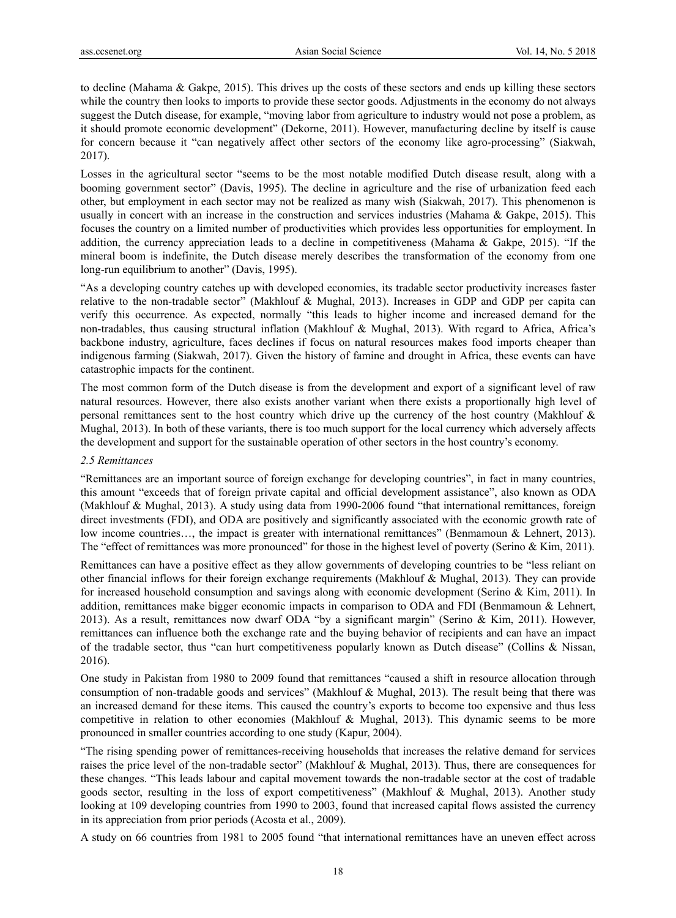to decline (Mahama & Gakpe, 2015). This drives up the costs of these sectors and ends up killing these sectors while the country then looks to imports to provide these sector goods. Adjustments in the economy do not always suggest the Dutch disease, for example, "moving labor from agriculture to industry would not pose a problem, as it should promote economic development" (Dekorne, 2011). However, manufacturing decline by itself is cause for concern because it "can negatively affect other sectors of the economy like agro-processing" (Siakwah, 2017).

Losses in the agricultural sector "seems to be the most notable modified Dutch disease result, along with a booming government sector" (Davis, 1995). The decline in agriculture and the rise of urbanization feed each other, but employment in each sector may not be realized as many wish (Siakwah, 2017). This phenomenon is usually in concert with an increase in the construction and services industries (Mahama & Gakpe, 2015). This focuses the country on a limited number of productivities which provides less opportunities for employment. In addition, the currency appreciation leads to a decline in competitiveness (Mahama & Gakpe, 2015). "If the mineral boom is indefinite, the Dutch disease merely describes the transformation of the economy from one long-run equilibrium to another" (Davis, 1995).

"As a developing country catches up with developed economies, its tradable sector productivity increases faster relative to the non-tradable sector" (Makhlouf & Mughal, 2013). Increases in GDP and GDP per capita can verify this occurrence. As expected, normally "this leads to higher income and increased demand for the non-tradables, thus causing structural inflation (Makhlouf & Mughal, 2013). With regard to Africa, Africa's backbone industry, agriculture, faces declines if focus on natural resources makes food imports cheaper than indigenous farming (Siakwah, 2017). Given the history of famine and drought in Africa, these events can have catastrophic impacts for the continent.

The most common form of the Dutch disease is from the development and export of a significant level of raw natural resources. However, there also exists another variant when there exists a proportionally high level of personal remittances sent to the host country which drive up the currency of the host country (Makhlouf & Mughal, 2013). In both of these variants, there is too much support for the local currency which adversely affects the development and support for the sustainable operation of other sectors in the host country's economy.

### *2.5 Remittances*

"Remittances are an important source of foreign exchange for developing countries", in fact in many countries, this amount "exceeds that of foreign private capital and official development assistance", also known as ODA (Makhlouf & Mughal, 2013). A study using data from 1990-2006 found "that international remittances, foreign direct investments (FDI), and ODA are positively and significantly associated with the economic growth rate of low income countries…, the impact is greater with international remittances" (Benmamoun & Lehnert, 2013). The "effect of remittances was more pronounced" for those in the highest level of poverty (Serino & Kim, 2011).

Remittances can have a positive effect as they allow governments of developing countries to be "less reliant on other financial inflows for their foreign exchange requirements (Makhlouf & Mughal, 2013). They can provide for increased household consumption and savings along with economic development (Serino & Kim, 2011). In addition, remittances make bigger economic impacts in comparison to ODA and FDI (Benmamoun & Lehnert, 2013). As a result, remittances now dwarf ODA "by a significant margin" (Serino & Kim, 2011). However, remittances can influence both the exchange rate and the buying behavior of recipients and can have an impact of the tradable sector, thus "can hurt competitiveness popularly known as Dutch disease" (Collins & Nissan, 2016).

One study in Pakistan from 1980 to 2009 found that remittances "caused a shift in resource allocation through consumption of non-tradable goods and services" (Makhlouf & Mughal, 2013). The result being that there was an increased demand for these items. This caused the country's exports to become too expensive and thus less competitive in relation to other economies (Makhlouf & Mughal, 2013). This dynamic seems to be more pronounced in smaller countries according to one study (Kapur, 2004).

"The rising spending power of remittances-receiving households that increases the relative demand for services raises the price level of the non-tradable sector" (Makhlouf & Mughal, 2013). Thus, there are consequences for these changes. "This leads labour and capital movement towards the non-tradable sector at the cost of tradable goods sector, resulting in the loss of export competitiveness" (Makhlouf & Mughal, 2013). Another study looking at 109 developing countries from 1990 to 2003, found that increased capital flows assisted the currency in its appreciation from prior periods (Acosta et al., 2009).

A study on 66 countries from 1981 to 2005 found "that international remittances have an uneven effect across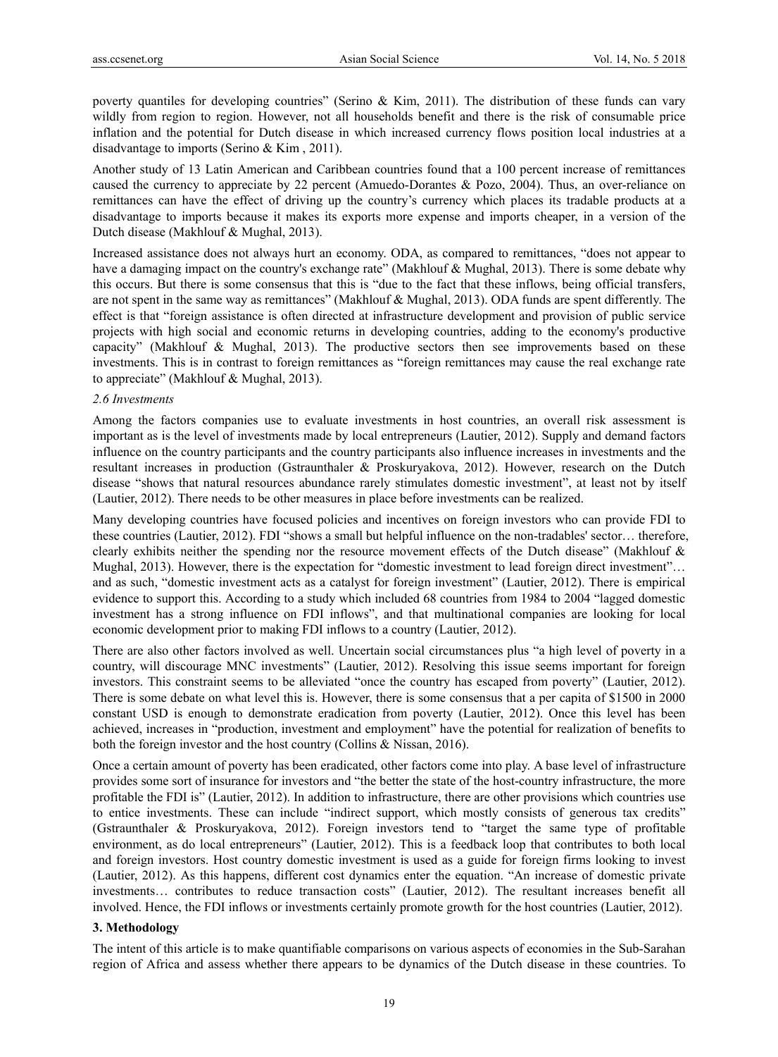poverty quantiles for developing countries" (Serino & Kim, 2011). The distribution of these funds can vary wildly from region to region. However, not all households benefit and there is the risk of consumable price inflation and the potential for Dutch disease in which increased currency flows position local industries at a disadvantage to imports (Serino & Kim , 2011).

Another study of 13 Latin American and Caribbean countries found that a 100 percent increase of remittances caused the currency to appreciate by 22 percent (Amuedo-Dorantes & Pozo, 2004). Thus, an over-reliance on remittances can have the effect of driving up the country's currency which places its tradable products at a disadvantage to imports because it makes its exports more expense and imports cheaper, in a version of the Dutch disease (Makhlouf & Mughal, 2013).

Increased assistance does not always hurt an economy. ODA, as compared to remittances, "does not appear to have a damaging impact on the country's exchange rate" (Makhlouf & Mughal, 2013). There is some debate why this occurs. But there is some consensus that this is "due to the fact that these inflows, being official transfers, are not spent in the same way as remittances" (Makhlouf & Mughal, 2013). ODA funds are spent differently. The effect is that "foreign assistance is often directed at infrastructure development and provision of public service projects with high social and economic returns in developing countries, adding to the economy's productive capacity" (Makhlouf & Mughal, 2013). The productive sectors then see improvements based on these investments. This is in contrast to foreign remittances as "foreign remittances may cause the real exchange rate to appreciate" (Makhlouf & Mughal, 2013).

### *2.6 Investments*

Among the factors companies use to evaluate investments in host countries, an overall risk assessment is important as is the level of investments made by local entrepreneurs (Lautier, 2012). Supply and demand factors influence on the country participants and the country participants also influence increases in investments and the resultant increases in production (Gstraunthaler & Proskuryakova, 2012). However, research on the Dutch disease "shows that natural resources abundance rarely stimulates domestic investment", at least not by itself (Lautier, 2012). There needs to be other measures in place before investments can be realized.

Many developing countries have focused policies and incentives on foreign investors who can provide FDI to these countries (Lautier, 2012). FDI "shows a small but helpful influence on the non-tradables' sector… therefore, clearly exhibits neither the spending nor the resource movement effects of the Dutch disease" (Makhlouf & Mughal, 2013). However, there is the expectation for "domestic investment to lead foreign direct investment"… and as such, "domestic investment acts as a catalyst for foreign investment" (Lautier, 2012). There is empirical evidence to support this. According to a study which included 68 countries from 1984 to 2004 "lagged domestic investment has a strong influence on FDI inflows", and that multinational companies are looking for local economic development prior to making FDI inflows to a country (Lautier, 2012).

There are also other factors involved as well. Uncertain social circumstances plus "a high level of poverty in a country, will discourage MNC investments" (Lautier, 2012). Resolving this issue seems important for foreign investors. This constraint seems to be alleviated "once the country has escaped from poverty" (Lautier, 2012). There is some debate on what level this is. However, there is some consensus that a per capita of $1500 in 2000 constant USD is enough to demonstrate eradication from poverty (Lautier, 2012). Once this level has been achieved, increases in "production, investment and employment" have the potential for realization of benefits to both the foreign investor and the host country (Collins & Nissan, 2016).

Once a certain amount of poverty has been eradicated, other factors come into play. A base level of infrastructure provides some sort of insurance for investors and "the better the state of the host-country infrastructure, the more profitable the FDI is" (Lautier, 2012). In addition to infrastructure, there are other provisions which countries use to entice investments. These can include "indirect support, which mostly consists of generous tax credits" (Gstraunthaler & Proskuryakova, 2012). Foreign investors tend to "target the same type of profitable environment, as do local entrepreneurs" (Lautier, 2012). This is a feedback loop that contributes to both local and foreign investors. Host country domestic investment is used as a guide for foreign firms looking to invest (Lautier, 2012). As this happens, different cost dynamics enter the equation. "An increase of domestic private investments… contributes to reduce transaction costs" (Lautier, 2012). The resultant increases benefit all involved. Hence, the FDI inflows or investments certainly promote growth for the host countries (Lautier, 2012).

## 3. Methodology

The intent of this article is to make quantifiable comparisons on various aspects of economies in the Sub-Sarahan region of Africa and assess whether there appears to be dynamics of the Dutch disease in these countries. To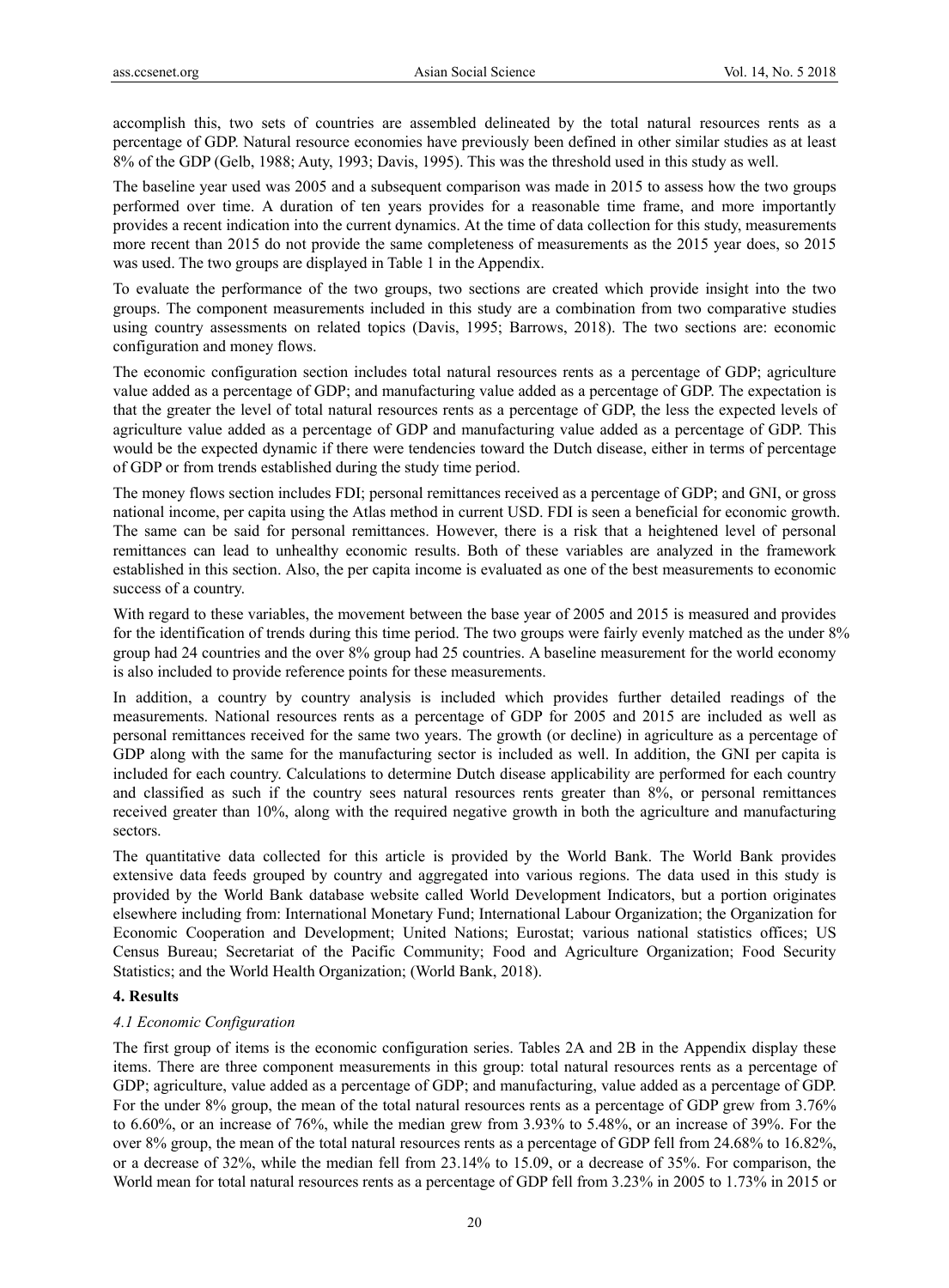accomplish this, two sets of countries are assembled delineated by the total natural resources rents as a percentage of GDP. Natural resource economies have previously been defined in other similar studies as at least 8% of the GDP (Gelb, 1988; Auty, 1993; Davis, 1995). This was the threshold used in this study as well.

The baseline year used was 2005 and a subsequent comparison was made in 2015 to assess how the two groups performed over time. A duration of ten years provides for a reasonable time frame, and more importantly provides a recent indication into the current dynamics. At the time of data collection for this study, measurements more recent than 2015 do not provide the same completeness of measurements as the 2015 year does, so 2015 was used. The two groups are displayed in Table 1 in the Appendix.

To evaluate the performance of the two groups, two sections are created which provide insight into the two groups. The component measurements included in this study are a combination from two comparative studies using country assessments on related topics (Davis, 1995; Barrows, 2018). The two sections are: economic configuration and money flows.

The economic configuration section includes total natural resources rents as a percentage of GDP; agriculture value added as a percentage of GDP; and manufacturing value added as a percentage of GDP. The expectation is that the greater the level of total natural resources rents as a percentage of GDP, the less the expected levels of agriculture value added as a percentage of GDP and manufacturing value added as a percentage of GDP. This would be the expected dynamic if there were tendencies toward the Dutch disease, either in terms of percentage of GDP or from trends established during the study time period.

The money flows section includes FDI; personal remittances received as a percentage of GDP; and GNI, or gross national income, per capita using the Atlas method in current USD. FDI is seen a beneficial for economic growth. The same can be said for personal remittances. However, there is a risk that a heightened level of personal remittances can lead to unhealthy economic results. Both of these variables are analyzed in the framework established in this section. Also, the per capita income is evaluated as one of the best measurements to economic success of a country.

With regard to these variables, the movement between the base year of 2005 and 2015 is measured and provides for the identification of trends during this time period. The two groups were fairly evenly matched as the under 8% group had 24 countries and the over 8% group had 25 countries. A baseline measurement for the world economy is also included to provide reference points for these measurements.

In addition, a country by country analysis is included which provides further detailed readings of the measurements. National resources rents as a percentage of GDP for 2005 and 2015 are included as well as personal remittances received for the same two years. The growth (or decline) in agriculture as a percentage of GDP along with the same for the manufacturing sector is included as well. In addition, the GNI per capita is included for each country. Calculations to determine Dutch disease applicability are performed for each country and classified as such if the country sees natural resources rents greater than 8%, or personal remittances received greater than 10%, along with the required negative growth in both the agriculture and manufacturing sectors.

The quantitative data collected for this article is provided by the World Bank. The World Bank provides extensive data feeds grouped by country and aggregated into various regions. The data used in this study is provided by the World Bank database website called World Development Indicators, but a portion originates elsewhere including from: International Monetary Fund; International Labour Organization; the Organization for Economic Cooperation and Development; United Nations; Eurostat; various national statistics offices; US Census Bureau; Secretariat of the Pacific Community; Food and Agriculture Organization; Food Security Statistics; and the World Health Organization; (World Bank, 2018).

## 4. Results

### *4.1 Economic Configuration*

The first group of items is the economic configuration series. Tables 2A and 2B in the Appendix display these items. There are three component measurements in this group: total natural resources rents as a percentage of GDP; agriculture, value added as a percentage of GDP; and manufacturing, value added as a percentage of GDP. For the under 8% group, the mean of the total natural resources rents as a percentage of GDP grew from 3.76% to 6.60%, or an increase of 76%, while the median grew from 3.93% to 5.48%, or an increase of 39%. For the over 8% group, the mean of the total natural resources rents as a percentage of GDP fell from 24.68% to 16.82%, or a decrease of 32%, while the median fell from 23.14% to 15.09, or a decrease of 35%. For comparison, the World mean for total natural resources rents as a percentage of GDP fell from 3.23% in 2005 to 1.73% in 2015 or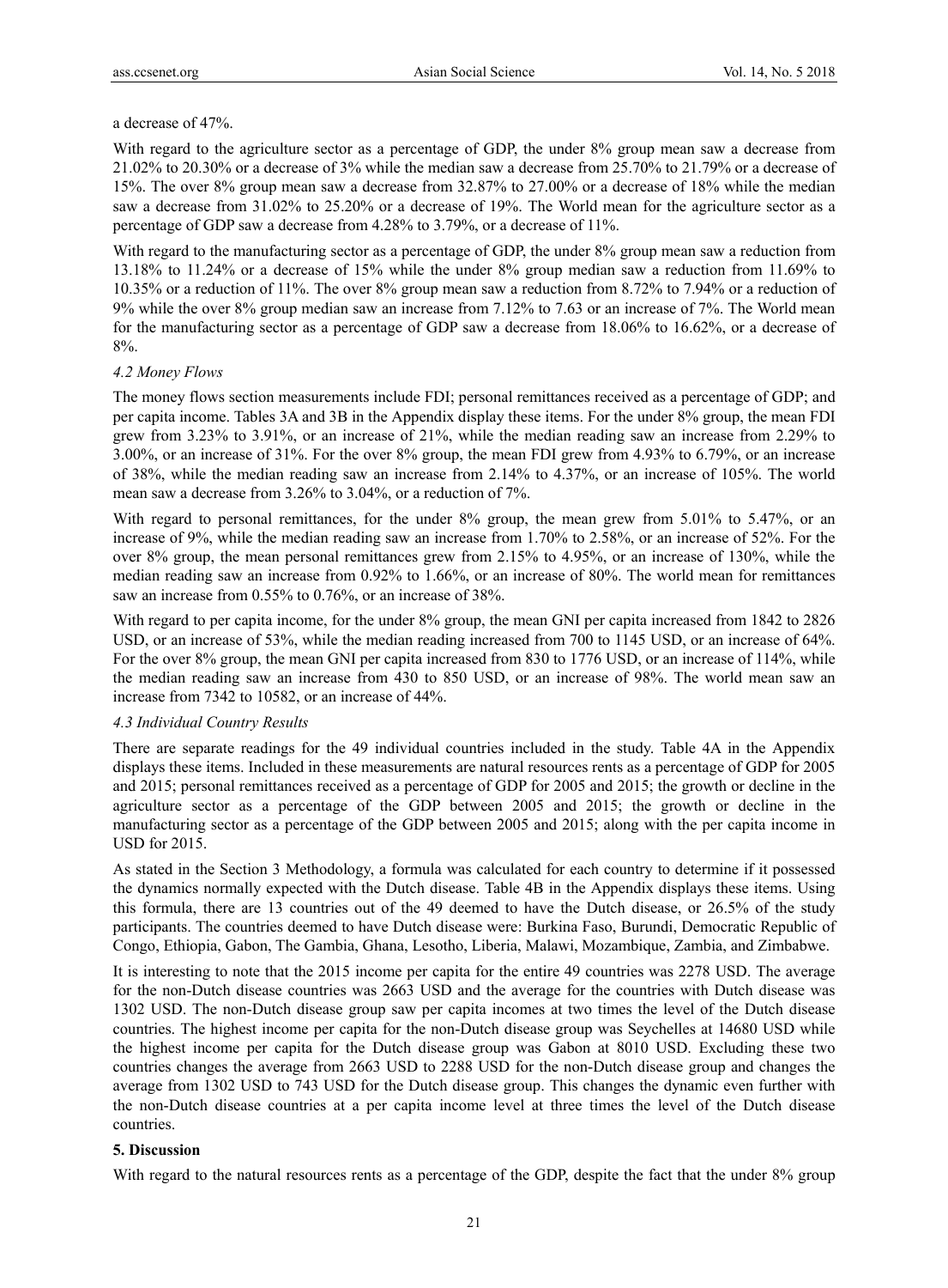a decrease of 47%.

With regard to the agriculture sector as a percentage of GDP, the under 8% group mean saw a decrease from 21.02% to 20.30% or a decrease of 3% while the median saw a decrease from 25.70% to 21.79% or a decrease of 15%. The over 8% group mean saw a decrease from 32.87% to 27.00% or a decrease of 18% while the median saw a decrease from 31.02% to 25.20% or a decrease of 19%. The World mean for the agriculture sector as a percentage of GDP saw a decrease from 4.28% to 3.79%, or a decrease of 11%.

With regard to the manufacturing sector as a percentage of GDP, the under 8% group mean saw a reduction from 13.18% to 11.24% or a decrease of 15% while the under 8% group median saw a reduction from 11.69% to 10.35% or a reduction of 11%. The over 8% group mean saw a reduction from 8.72% to 7.94% or a reduction of 9% while the over 8% group median saw an increase from 7.12% to 7.63 or an increase of 7%. The World mean for the manufacturing sector as a percentage of GDP saw a decrease from 18.06% to 16.62%, or a decrease of 8%.

### *4.2 Money Flows*

The money flows section measurements include FDI; personal remittances received as a percentage of GDP; and per capita income. Tables 3A and 3B in the Appendix display these items. For the under 8% group, the mean FDI grew from 3.23% to 3.91%, or an increase of 21%, while the median reading saw an increase from 2.29% to 3.00%, or an increase of 31%. For the over 8% group, the mean FDI grew from 4.93% to 6.79%, or an increase of 38%, while the median reading saw an increase from 2.14% to 4.37%, or an increase of 105%. The world mean saw a decrease from 3.26% to 3.04%, or a reduction of 7%.

With regard to personal remittances, for the under 8% group, the mean grew from 5.01% to 5.47%, or an increase of 9%, while the median reading saw an increase from 1.70% to 2.58%, or an increase of 52%. For the over 8% group, the mean personal remittances grew from 2.15% to 4.95%, or an increase of 130%, while the median reading saw an increase from 0.92% to 1.66%, or an increase of 80%. The world mean for remittances saw an increase from 0.55% to 0.76%, or an increase of 38%.

With regard to per capita income, for the under 8% group, the mean GNI per capita increased from 1842 to 2826 USD, or an increase of 53%, while the median reading increased from 700 to 1145 USD, or an increase of 64%. For the over 8% group, the mean GNI per capita increased from 830 to 1776 USD, or an increase of 114%, while the median reading saw an increase from 430 to 850 USD, or an increase of 98%. The world mean saw an increase from 7342 to 10582, or an increase of 44%.

### *4.3 Individual Country Results*

There are separate readings for the 49 individual countries included in the study. Table 4A in the Appendix displays these items. Included in these measurements are natural resources rents as a percentage of GDP for 2005 and 2015; personal remittances received as a percentage of GDP for 2005 and 2015; the growth or decline in the agriculture sector as a percentage of the GDP between 2005 and 2015; the growth or decline in the manufacturing sector as a percentage of the GDP between 2005 and 2015; along with the per capita income in USD for 2015.

As stated in the Section 3 Methodology, a formula was calculated for each country to determine if it possessed the dynamics normally expected with the Dutch disease. Table 4B in the Appendix displays these items. Using this formula, there are 13 countries out of the 49 deemed to have the Dutch disease, or 26.5% of the study participants. The countries deemed to have Dutch disease were: Burkina Faso, Burundi, Democratic Republic of Congo, Ethiopia, Gabon, The Gambia, Ghana, Lesotho, Liberia, Malawi, Mozambique, Zambia, and Zimbabwe.

It is interesting to note that the 2015 income per capita for the entire 49 countries was 2278 USD. The average for the non-Dutch disease countries was 2663 USD and the average for the countries with Dutch disease was 1302 USD. The non-Dutch disease group saw per capita incomes at two times the level of the Dutch disease countries. The highest income per capita for the non-Dutch disease group was Seychelles at 14680 USD while the highest income per capita for the Dutch disease group was Gabon at 8010 USD. Excluding these two countries changes the average from 2663 USD to 2288 USD for the non-Dutch disease group and changes the average from 1302 USD to 743 USD for the Dutch disease group. This changes the dynamic even further with the non-Dutch disease countries at a per capita income level at three times the level of the Dutch disease countries.

## 5. Discussion

With regard to the natural resources rents as a percentage of the GDP, despite the fact that the under 8% group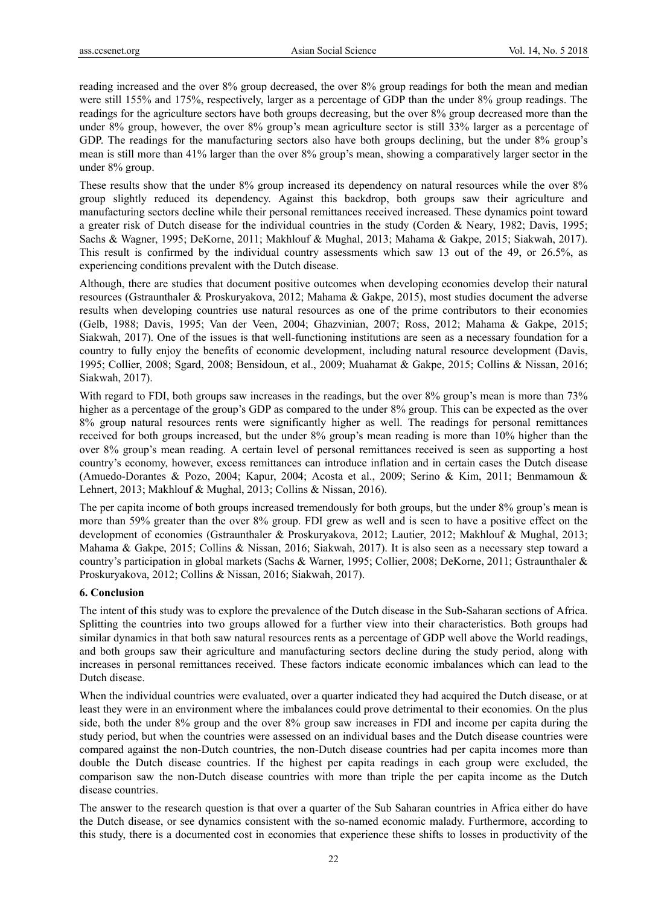reading increased and the over 8% group decreased, the over 8% group readings for both the mean and median were still 155% and 175%, respectively, larger as a percentage of GDP than the under 8% group readings. The readings for the agriculture sectors have both groups decreasing, but the over 8% group decreased more than the under 8% group, however, the over 8% group's mean agriculture sector is still 33% larger as a percentage of GDP. The readings for the manufacturing sectors also have both groups declining, but the under 8% group's mean is still more than 41% larger than the over 8% group's mean, showing a comparatively larger sector in the under 8% group.

These results show that the under 8% group increased its dependency on natural resources while the over 8% group slightly reduced its dependency. Against this backdrop, both groups saw their agriculture and manufacturing sectors decline while their personal remittances received increased. These dynamics point toward a greater risk of Dutch disease for the individual countries in the study (Corden & Neary, 1982; Davis, 1995; Sachs & Wagner, 1995; DeKorne, 2011; Makhlouf & Mughal, 2013; Mahama & Gakpe, 2015; Siakwah, 2017). This result is confirmed by the individual country assessments which saw 13 out of the 49, or 26.5%, as experiencing conditions prevalent with the Dutch disease.

Although, there are studies that document positive outcomes when developing economies develop their natural resources (Gstraunthaler & Proskuryakova, 2012; Mahama & Gakpe, 2015), most studies document the adverse results when developing countries use natural resources as one of the prime contributors to their economies (Gelb, 1988; Davis, 1995; Van der Veen, 2004; Ghazvinian, 2007; Ross, 2012; Mahama & Gakpe, 2015; Siakwah, 2017). One of the issues is that well-functioning institutions are seen as a necessary foundation for a country to fully enjoy the benefits of economic development, including natural resource development (Davis, 1995; Collier, 2008; Sgard, 2008; Bensidoun, et al., 2009; Muahamat & Gakpe, 2015; Collins & Nissan, 2016; Siakwah, 2017).

With regard to FDI, both groups saw increases in the readings, but the over 8% group's mean is more than 73% higher as a percentage of the group's GDP as compared to the under 8% group. This can be expected as the over 8% group natural resources rents were significantly higher as well. The readings for personal remittances received for both groups increased, but the under 8% group's mean reading is more than 10% higher than the over 8% group's mean reading. A certain level of personal remittances received is seen as supporting a host country's economy, however, excess remittances can introduce inflation and in certain cases the Dutch disease (Amuedo-Dorantes & Pozo, 2004; Kapur, 2004; Acosta et al., 2009; Serino & Kim, 2011; Benmamoun & Lehnert, 2013; Makhlouf & Mughal, 2013; Collins & Nissan, 2016).

The per capita income of both groups increased tremendously for both groups, but the under 8% group's mean is more than 59% greater than the over 8% group. FDI grew as well and is seen to have a positive effect on the development of economies (Gstraunthaler & Proskuryakova, 2012; Lautier, 2012; Makhlouf & Mughal, 2013; Mahama & Gakpe, 2015; Collins & Nissan, 2016; Siakwah, 2017). It is also seen as a necessary step toward a country's participation in global markets (Sachs & Warner, 1995; Collier, 2008; DeKorne, 2011; Gstraunthaler & Proskuryakova, 2012; Collins & Nissan, 2016; Siakwah, 2017).

## 6. Conclusion

The intent of this study was to explore the prevalence of the Dutch disease in the Sub-Saharan sections of Africa. Splitting the countries into two groups allowed for a further view into their characteristics. Both groups had similar dynamics in that both saw natural resources rents as a percentage of GDP well above the World readings, and both groups saw their agriculture and manufacturing sectors decline during the study period, along with increases in personal remittances received. These factors indicate economic imbalances which can lead to the Dutch disease.

When the individual countries were evaluated, over a quarter indicated they had acquired the Dutch disease, or at least they were in an environment where the imbalances could prove detrimental to their economies. On the plus side, both the under 8% group and the over 8% group saw increases in FDI and income per capita during the study period, but when the countries were assessed on an individual bases and the Dutch disease countries were compared against the non-Dutch countries, the non-Dutch disease countries had per capita incomes more than double the Dutch disease countries. If the highest per capita readings in each group were excluded, the comparison saw the non-Dutch disease countries with more than triple the per capita income as the Dutch disease countries.

The answer to the research question is that over a quarter of the Sub Saharan countries in Africa either do have the Dutch disease, or see dynamics consistent with the so-named economic malady. Furthermore, according to this study, there is a documented cost in economies that experience these shifts to losses in productivity of the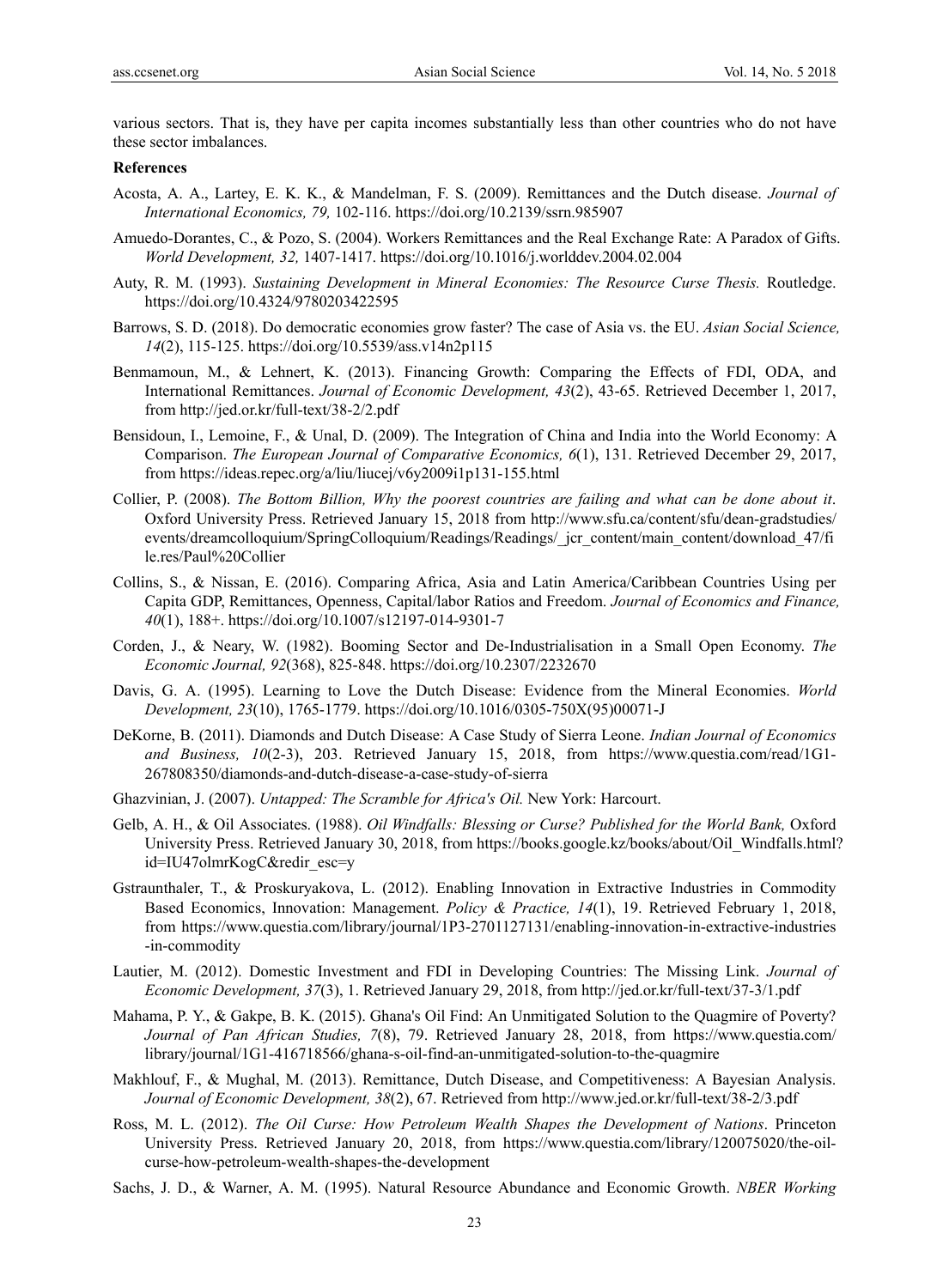various sectors. That is, they have per capita incomes substantially less than other countries who do not have these sector imbalances.

**References**

Acosta, A. A., Lartey, E. K. K., & Mandelman, F. S. (2009). Remittances and the Dutch disease. *Journal of International Economics, 79,* 102-116. https://doi.org/10.2139/ssrn.985907

Amuedo-Dorantes, C., & Pozo, S. (2004). Workers Remittances and the Real Exchange Rate: A Paradox of Gifts. *World Development, 32,* 1407-1417. https://doi.org/10.1016/j.worlddev.2004.02.004

Auty, R. M. (1993). *Sustaining Development in Mineral Economies: The Resource Curse Thesis.* Routledge. https://doi.org/10.4324/9780203422595

Barrows, S. D. (2018). Do democratic economies grow faster? The case of Asia vs. the EU. *Asian Social Science, 14*(2), 115-125. https://doi.org/10.5539/ass.v14n2p115

Benmamoun, M., & Lehnert, K. (2013). Financing Growth: Comparing the Effects of FDI, ODA, and International Remittances. *Journal of Economic Development, 43*(2), 43-65. Retrieved December 1, 2017, from http://jed.or.kr/full-text/38-2/2.pdf

Bensidoun, I., Lemoine, F., & Unal, D. (2009). The Integration of China and India into the World Economy: A Comparison. *The European Journal of Comparative Economics, 6*(1), 131. Retrieved December 29, 2017, from https://ideas.repec.org/a/liu/liucej/v6y2009i1p131-155.html

Collier, P. (2008). *The Bottom Billion, Why the poorest countries are failing and what can be done about it*. Oxford University Press. Retrieved January 15, 2018 from http://www.sfu.ca/content/sfu/dean-gradstudies/events/dreamcolloquium/SpringColloquium/Readings/Readings/_jcr_content/main_content/download_47/file.res/Paul%20Collier

Collins, S., & Nissan, E. (2016). Comparing Africa, Asia and Latin America/Caribbean Countries Using per Capita GDP, Remittances, Openness, Capital/labor Ratios and Freedom. *Journal of Economics and Finance, 40*(1), 188+. https://doi.org/10.1007/s12197-014-9301-7

Corden, J., & Neary, W. (1982). Booming Sector and De-Industrialisation in a Small Open Economy. *The Economic Journal, 92*(368), 825-848. https://doi.org/10.2307/2232670

Davis, G. A. (1995). Learning to Love the Dutch Disease: Evidence from the Mineral Economies. *World Development, 23*(10), 1765-1779. https://doi.org/10.1016/0305-750X(95)00071-J

DeKorne, B. (2011). Diamonds and Dutch Disease: A Case Study of Sierra Leone. *Indian Journal of Economics and Business, 10*(2-3), 203. Retrieved January 15, 2018, from https://www.questia.com/read/1G1-267808350/diamonds-and-dutch-disease-a-case-study-of-sierra

Ghazvinian, J. (2007). *Untapped: The Scramble for Africa's Oil.* New York: Harcourt.

Gelb, A. H., & Oil Associates. (1988). *Oil Windfalls: Blessing or Curse? Published for the World Bank,* Oxford University Press. Retrieved January 30, 2018, from https://books.google.kz/books/about/Oil_Windfalls.html?id=IU47olmrKogC&redir_esc=y

Gstraunthaler, T., & Proskuryakova, L. (2012). Enabling Innovation in Extractive Industries in Commodity Based Economics, Innovation: Management. *Policy & Practice, 14*(1), 19. Retrieved February 1, 2018, from https://www.questia.com/library/journal/1P3-2701127131/enabling-innovation-in-extractive-industries-in-commodity

Lautier, M. (2012). Domestic Investment and FDI in Developing Countries: The Missing Link. *Journal of Economic Development, 37*(3), 1. Retrieved January 29, 2018, from http://jed.or.kr/full-text/37-3/1.pdf

Mahama, P. Y., & Gakpe, B. K. (2015). Ghana's Oil Find: An Unmitigated Solution to the Quagmire of Poverty? *Journal of Pan African Studies, 7*(8), 79. Retrieved January 28, 2018, from https://www.questia.com/library/journal/1G1-416718566/ghana-s-oil-find-an-unmitigated-solution-to-the-quagmire

Makhlouf, F., & Mughal, M. (2013). Remittance, Dutch Disease, and Competitiveness: A Bayesian Analysis. *Journal of Economic Development, 38*(2), 67. Retrieved from http://www.jed.or.kr/full-text/38-2/3.pdf

Ross, M. L. (2012). *The Oil Curse: How Petroleum Wealth Shapes the Development of Nations*. Princeton University Press. Retrieved January 20, 2018, from https://www.questia.com/library/120075020/the-oil-curse-how-petroleum-wealth-shapes-the-development

Sachs, J. D., & Warner, A. M. (1995). Natural Resource Abundance and Economic Growth. *NBER Working*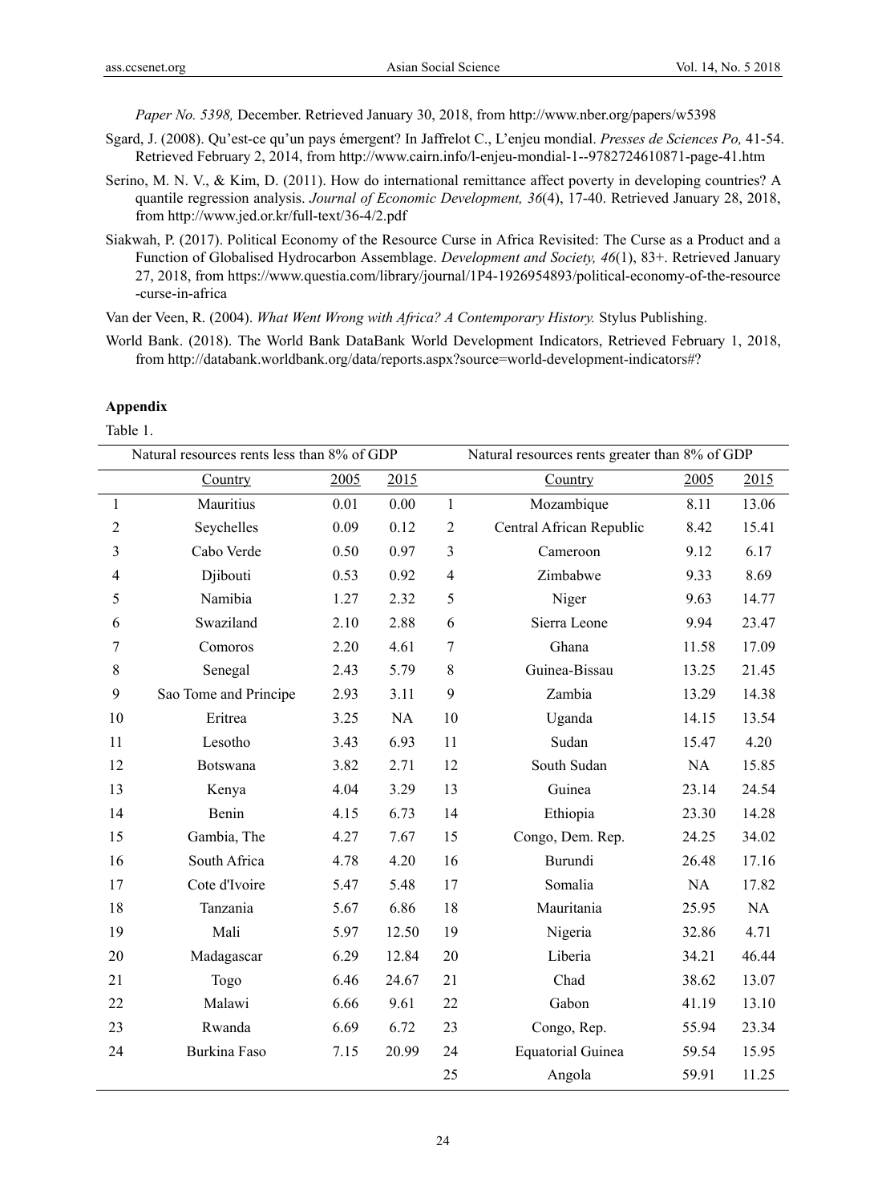*Paper No. 5398,* December. Retrieved January 30, 2018, from http://www.nber.org/papers/w5398

Sgard, J. (2008). Qu'est-ce qu'un pays émergent? In Jaffrelot C., L'enjeu mondial. *Presses de Sciences Po,* 41-54. Retrieved February 2, 2014, from http://www.cairn.info/l-enjeu-mondial-1--9782724610871-page-41.htm

Serino, M. N. V., & Kim, D. (2011). How do international remittance affect poverty in developing countries? A quantile regression analysis. *Journal of Economic Development, 36*(4), 17-40. Retrieved January 28, 2018, from http://www.jed.or.kr/full-text/36-4/2.pdf

Siakwah, P. (2017). Political Economy of the Resource Curse in Africa Revisited: The Curse as a Product and a Function of Globalised Hydrocarbon Assemblage. *Development and Society, 46*(1), 83+. Retrieved January 27, 2018, from https://www.questia.com/library/journal/1P4-1926954893/political-economy-of-the-resource-curse-in-africa

Van der Veen, R. (2004). *What Went Wrong with Africa? A Contemporary History.* Stylus Publishing.

World Bank. (2018). The World Bank DataBank World Development Indicators, Retrieved February 1, 2018, from http://databank.worldbank.org/data/reports.aspx?source=world-development-indicators#?

**Appendix**

Table 1.

| Natural resources rents less than 8% of GDP | | | | Natural resources rents greater than 8% of GDP | | | |
|---|---|---|---|---|---|---|---|
| | Country | 2005 | 2015 | | Country | 2005 | 2015 |
| 1 | Mauritius | 0.01 | 0.00 | 1 | Mozambique | 8.11 | 13.06 |
| 2 | Seychelles | 0.09 | 0.12 | 2 | Central African Republic | 8.42 | 15.41 |
| 3 | Cabo Verde | 0.50 | 0.97 | 3 | Cameroon | 9.12 | 6.17 |
| 4 | Djibouti | 0.53 | 0.92 | 4 | Zimbabwe | 9.33 | 8.69 |
| 5 | Namibia | 1.27 | 2.32 | 5 | Niger | 9.63 | 14.77 |
| 6 | Swaziland | 2.10 | 2.88 | 6 | Sierra Leone | 9.94 | 23.47 |
| 7 | Comoros | 2.20 | 4.61 | 7 | Ghana | 11.58 | 17.09 |
| 8 | Senegal | 2.43 | 5.79 | 8 | Guinea-Bissau | 13.25 | 21.45 |
| 9 | Sao Tome and Principe | 2.93 | 3.11 | 9 | Zambia | 13.29 | 14.38 |
| 10 | Eritrea | 3.25 | NA | 10 | Uganda | 14.15 | 13.54 |
| 11 | Lesotho | 3.43 | 6.93 | 11 | Sudan | 15.47 | 4.20 |
| 12 | Botswana | 3.82 | 2.71 | 12 | South Sudan | NA | 15.85 |
| 13 | Kenya | 4.04 | 3.29 | 13 | Guinea | 23.14 | 24.54 |
| 14 | Benin | 4.15 | 6.73 | 14 | Ethiopia | 23.30 | 14.28 |
| 15 | Gambia, The | 4.27 | 7.67 | 15 | Congo, Dem. Rep. | 24.25 | 34.02 |
| 16 | South Africa | 4.78 | 4.20 | 16 | Burundi | 26.48 | 17.16 |
| 17 | Cote d'Ivoire | 5.47 | 5.48 | 17 | Somalia | NA | 17.82 |
| 18 | Tanzania | 5.67 | 6.86 | 18 | Mauritania | 25.95 | NA |
| 19 | Mali | 5.97 | 12.50 | 19 | Nigeria | 32.86 | 4.71 |
| 20 | Madagascar | 6.29 | 12.84 | 20 | Liberia | 34.21 | 46.44 |
| 21 | Togo | 6.46 | 24.67 | 21 | Chad | 38.62 | 13.07 |
| 22 | Malawi | 6.66 | 9.61 | 22 | Gabon | 41.19 | 13.10 |
| 23 | Rwanda | 6.69 | 6.72 | 23 | Congo, Rep. | 55.94 | 23.34 |
| 24 | Burkina Faso | 7.15 | 20.99 | 24 | Equatorial Guinea | 59.54 | 15.95 |
| | | | | 25 | Angola | 59.91 | 11.25 |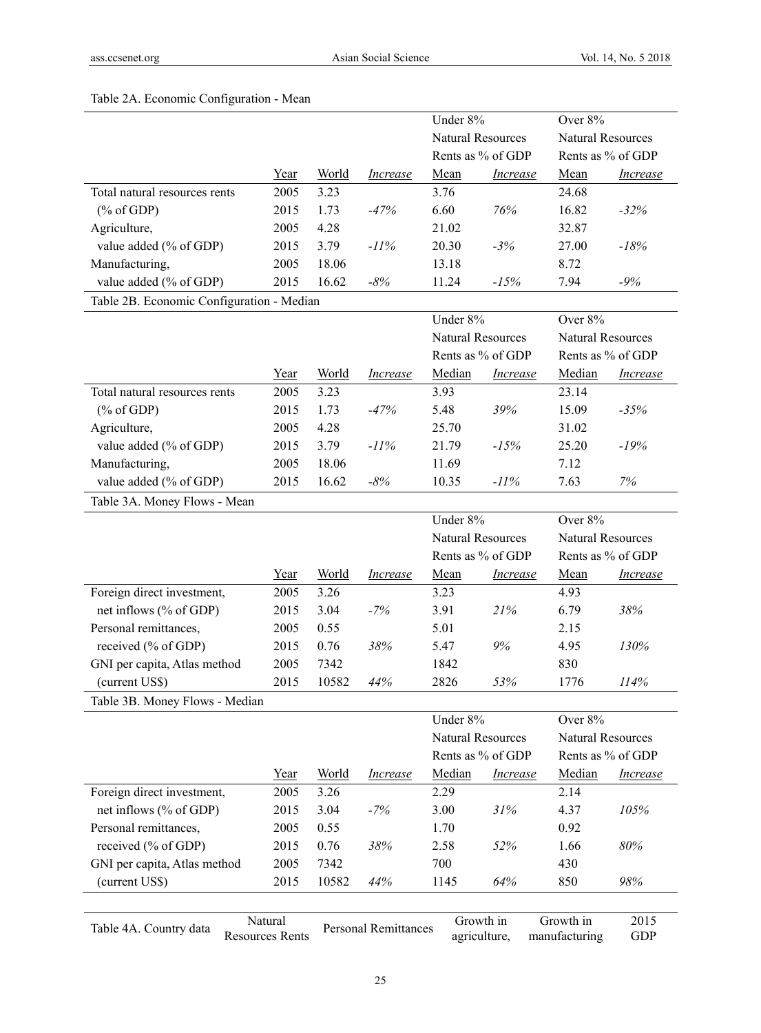Table 2A. Economic Configuration - Mean

| | Year | World | *Increase* | Under 8% Natural Resources Rents as % of GDP | | Over 8% Natural Resources Rents as % of GDP | |
|---|---|---|---|---|---|---|---|
| | | | | Mean | *Increase* | Mean | *Increase* |
| Total natural resources rents | 2005 | 3.23 | | 3.76 | | 24.68 | |
| (% of GDP) | 2015 | 1.73 | *-47%* | 6.60 | *76%* | 16.82 | *-32%* |
| Agriculture, | 2005 | 4.28 | | 21.02 | | 32.87 | |
| value added (% of GDP) | 2015 | 3.79 | *-11%* | 20.30 | *-3%* | 27.00 | *-18%* |
| Manufacturing, | 2005 | 18.06 | | 13.18 | | 8.72 | |
| value added (% of GDP) | 2015 | 16.62 | *-8%* | 11.24 | *-15%* | 7.94 | *-9%* |

Table 2B. Economic Configuration - Median

| | Year | World | *Increase* | Under 8% Natural Resources Rents as % of GDP | | Over 8% Natural Resources Rents as % of GDP | |
|---|---|---|---|---|---|---|---|
| | | | | Median | *Increase* | Median | *Increase* |
| Total natural resources rents | 2005 | 3.23 | | 3.93 | | 23.14 | |
| (% of GDP) | 2015 | 1.73 | *-47%* | 5.48 | *39%* | 15.09 | *-35%* |
| Agriculture, | 2005 | 4.28 | | 25.70 | | 31.02 | |
| value added (% of GDP) | 2015 | 3.79 | *-11%* | 21.79 | *-15%* | 25.20 | *-19%* |
| Manufacturing, | 2005 | 18.06 | | 11.69 | | 7.12 | |
| value added (% of GDP) | 2015 | 16.62 | *-8%* | 10.35 | *-11%* | 7.63 | *7%* |

Table 3A. Money Flows - Mean

| | Year | World | *Increase* | Under 8% Natural Resources Rents as % of GDP | | Over 8% Natural Resources Rents as % of GDP | |
|---|---|---|---|---|---|---|---|
| | | | | Mean | *Increase* | Mean | *Increase* |
| Foreign direct investment, | 2005 | 3.26 | | 3.23 | | 4.93 | |
| net inflows (% of GDP) | 2015 | 3.04 | *-7%* | 3.91 | *21%* | 6.79 | *38%* |
| Personal remittances, | 2005 | 0.55 | | 5.01 | | 2.15 | |
| received (% of GDP) | 2015 | 0.76 | *38%* | 5.47 | *9%* | 4.95 | *130%* |
| GNI per capita, Atlas method | 2005 | 7342 | | 1842 | | 830 | |
| (current US$) | 2015 | 10582 | *44%* | 2826 | *53%* | 1776 | *114%* |

Table 3B. Money Flows - Median

| | Year | World | *Increase* | Under 8% Natural Resources Rents as % of GDP | | Over 8% Natural Resources Rents as % of GDP | |
|---|---|---|---|---|---|---|---|
| | | | | Median | *Increase* | Median | *Increase* |
| Foreign direct investment, | 2005 | 3.26 | | 2.29 | | 2.14 | |
| net inflows (% of GDP) | 2015 | 3.04 | *-7%* | 3.00 | *31%* | 4.37 | *105%* |
| Personal remittances, | 2005 | 0.55 | | 1.70 | | 0.92 | |
| received (% of GDP) | 2015 | 0.76 | *38%* | 2.58 | *52%* | 1.66 | *80%* |
| GNI per capita, Atlas method | 2005 | 7342 | | 700 | | 430 | |
| (current US$) | 2015 | 10582 | *44%* | 1145 | *64%* | 850 | *98%* |

| Table 4A. Country data | Natural Resources Rents | Personal Remittances | Growth in agriculture, | Growth in manufacturing | 2015 GDP |
|---|---|---|---|---|---|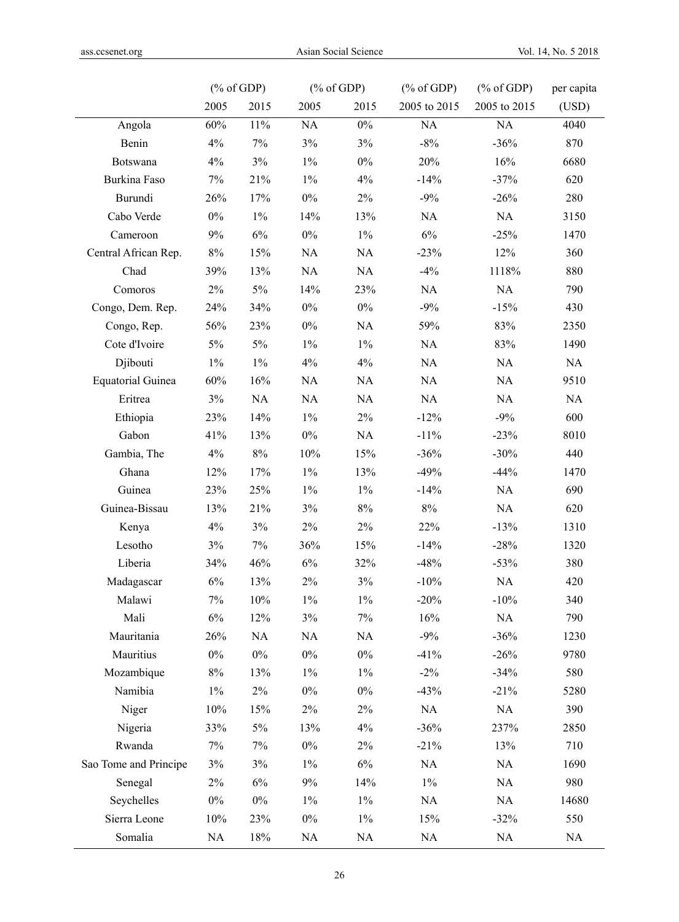| | (% of GDP) | | (% of GDP) | | (% of GDP) | (% of GDP) | per capita |
|---|---|---|---|---|---|---|---|
| | 2005 | 2015 | 2005 | 2015 | 2005 to 2015 | 2005 to 2015 | (USD) |
| Angola | 60% | 11% | NA | 0% | NA | NA | 4040 |
| Benin | 4% | 7% | 3% | 3% | -8% | -36% | 870 |
| Botswana | 4% | 3% | 1% | 0% | 20% | 16% | 6680 |
| Burkina Faso | 7% | 21% | 1% | 4% | -14% | -37% | 620 |
| Burundi | 26% | 17% | 0% | 2% | -9% | -26% | 280 |
| Cabo Verde | 0% | 1% | 14% | 13% | NA | NA | 3150 |
| Cameroon | 9% | 6% | 0% | 1% | 6% | -25% | 1470 |
| Central African Rep. | 8% | 15% | NA | NA | -23% | 12% | 360 |
| Chad | 39% | 13% | NA | NA | -4% | 1118% | 880 |
| Comoros | 2% | 5% | 14% | 23% | NA | NA | 790 |
| Congo, Dem. Rep. | 24% | 34% | 0% | 0% | -9% | -15% | 430 |
| Congo, Rep. | 56% | 23% | 0% | NA | 59% | 83% | 2350 |
| Cote d'Ivoire | 5% | 5% | 1% | 1% | NA | 83% | 1490 |
| Djibouti | 1% | 1% | 4% | 4% | NA | NA | NA |
| Equatorial Guinea | 60% | 16% | NA | NA | NA | NA | 9510 |
| Eritrea | 3% | NA | NA | NA | NA | NA | NA |
| Ethiopia | 23% | 14% | 1% | 2% | -12% | -9% | 600 |
| Gabon | 41% | 13% | 0% | NA | -11% | -23% | 8010 |
| Gambia, The | 4% | 8% | 10% | 15% | -36% | -30% | 440 |
| Ghana | 12% | 17% | 1% | 13% | -49% | -44% | 1470 |
| Guinea | 23% | 25% | 1% | 1% | -14% | NA | 690 |
| Guinea-Bissau | 13% | 21% | 3% | 8% | 8% | NA | 620 |
| Kenya | 4% | 3% | 2% | 2% | 22% | -13% | 1310 |
| Lesotho | 3% | 7% | 36% | 15% | -14% | -28% | 1320 |
| Liberia | 34% | 46% | 6% | 32% | -48% | -53% | 380 |
| Madagascar | 6% | 13% | 2% | 3% | -10% | NA | 420 |
| Malawi | 7% | 10% | 1% | 1% | -20% | -10% | 340 |
| Mali | 6% | 12% | 3% | 7% | 16% | NA | 790 |
| Mauritania | 26% | NA | NA | NA | -9% | -36% | 1230 |
| Mauritius | 0% | 0% | 0% | 0% | -41% | -26% | 9780 |
| Mozambique | 8% | 13% | 1% | 1% | -2% | -34% | 580 |
| Namibia | 1% | 2% | 0% | 0% | -43% | -21% | 5280 |
| Niger | 10% | 15% | 2% | 2% | NA | NA | 390 |
| Nigeria | 33% | 5% | 13% | 4% | -36% | 237% | 2850 |
| Rwanda | 7% | 7% | 0% | 2% | -21% | 13% | 710 |
| Sao Tome and Principe | 3% | 3% | 1% | 6% | NA | NA | 1690 |
| Senegal | 2% | 6% | 9% | 14% | 1% | NA | 980 |
| Seychelles | 0% | 0% | 1% | 1% | NA | NA | 14680 |
| Sierra Leone | 10% | 23% | 0% | 1% | 15% | -32% | 550 |
| Somalia | NA | 18% | NA | NA | NA | NA | NA |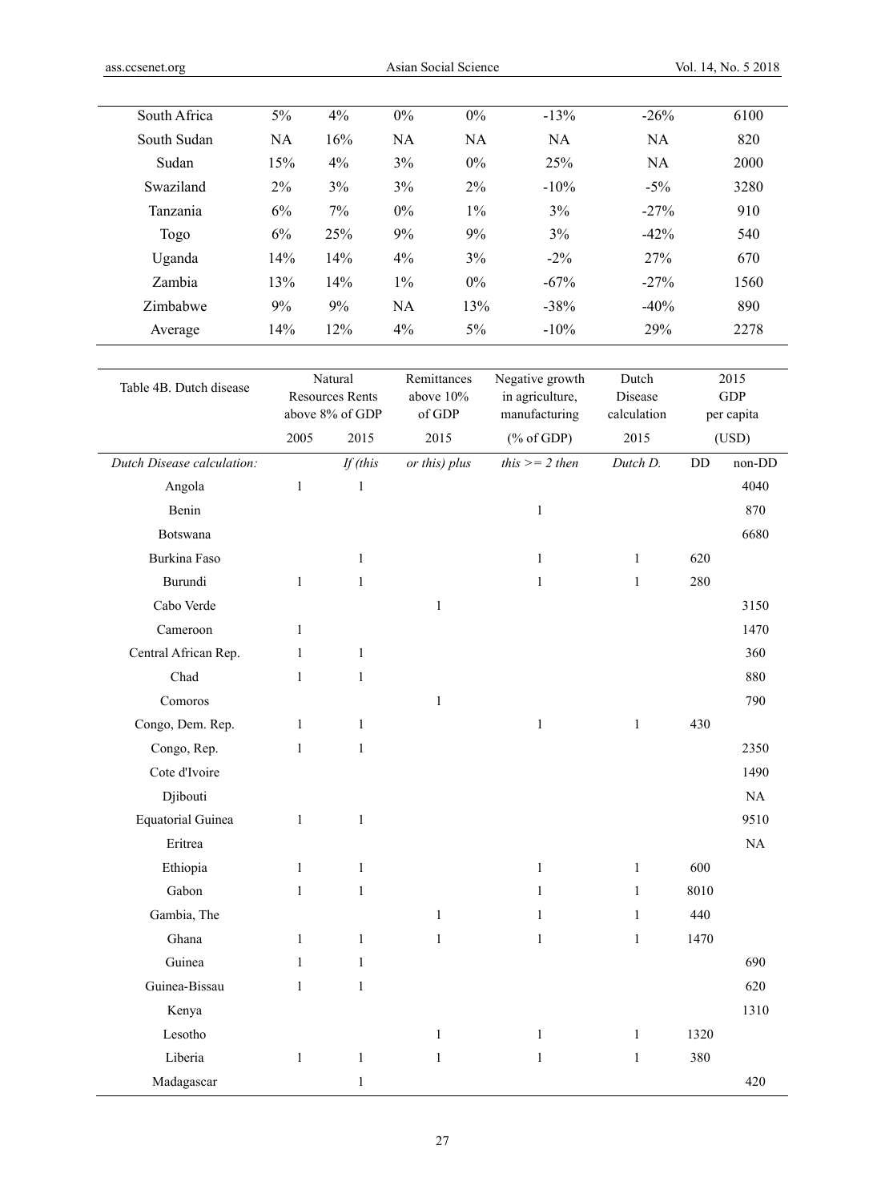| | | | | | | | |
|---|---|---|---|---|---|---|---|
| South Africa | 5% | 4% | 0% | 0% | -13% | -26% | 6100 |
| South Sudan | NA | 16% | NA | NA | NA | NA | 820 |
| Sudan | 15% | 4% | 3% | 0% | 25% | NA | 2000 |
| Swaziland | 2% | 3% | 3% | 2% | -10% | -5% | 3280 |
| Tanzania | 6% | 7% | 0% | 1% | 3% | -27% | 910 |
| Togo | 6% | 25% | 9% | 9% | 3% | -42% | 540 |
| Uganda | 14% | 14% | 4% | 3% | -2% | 27% | 670 |
| Zambia | 13% | 14% | 1% | 0% | -67% | -27% | 1560 |
| Zimbabwe | 9% | 9% | NA | 13% | -38% | -40% | 890 |
| Average | 14% | 12% | 4% | 5% | -10% | 29% | 2278 |

| Table 4B. Dutch disease | Natural Resources Rents above 8% of GDP | | Remittances above 10% of GDP | Negative growth in agriculture, manufacturing | Dutch Disease calculation | 2015 GDP per capita | |
|---|---|---|---|---|---|---|---|
| | 2005 | 2015 | 2015 | (% of GDP) | 2015 | (USD) | |
| *Dutch Disease calculation:* | | *If (this* | *or this) plus* | *this >= 2 then* | *Dutch D.* | DD | non-DD |
| Angola | 1 | 1 | | | | | 4040 |
| Benin | | | | 1 | | | 870 |
| Botswana | | | | | | | 6680 |
| Burkina Faso | | 1 | | 1 | 1 | 620 | |
| Burundi | 1 | 1 | | 1 | 1 | 280 | |
| Cabo Verde | | | 1 | | | | 3150 |
| Cameroon | 1 | | | | | | 1470 |
| Central African Rep. | 1 | 1 | | | | | 360 |
| Chad | 1 | 1 | | | | | 880 |
| Comoros | | | 1 | | | | 790 |
| Congo, Dem. Rep. | 1 | 1 | | 1 | 1 | 430 | |
| Congo, Rep. | 1 | 1 | | | | | 2350 |
| Cote d'Ivoire | | | | | | | 1490 |
| Djibouti | | | | | | | NA |
| Equatorial Guinea | 1 | 1 | | | | | 9510 |
| Eritrea | | | | | | | NA |
| Ethiopia | 1 | 1 | | 1 | 1 | 600 | |
| Gabon | 1 | 1 | | 1 | 1 | 8010 | |
| Gambia, The | | | 1 | 1 | 1 | 440 | |
| Ghana | 1 | 1 | 1 | 1 | 1 | 1470 | |
| Guinea | 1 | 1 | | | | | 690 |
| Guinea-Bissau | 1 | 1 | | | | | 620 |
| Kenya | | | | | | | 1310 |
| Lesotho | | | 1 | 1 | 1 | 1320 | |
| Liberia | 1 | 1 | 1 | 1 | 1 | 380 | |
| Madagascar | | 1 | | | | | 420 |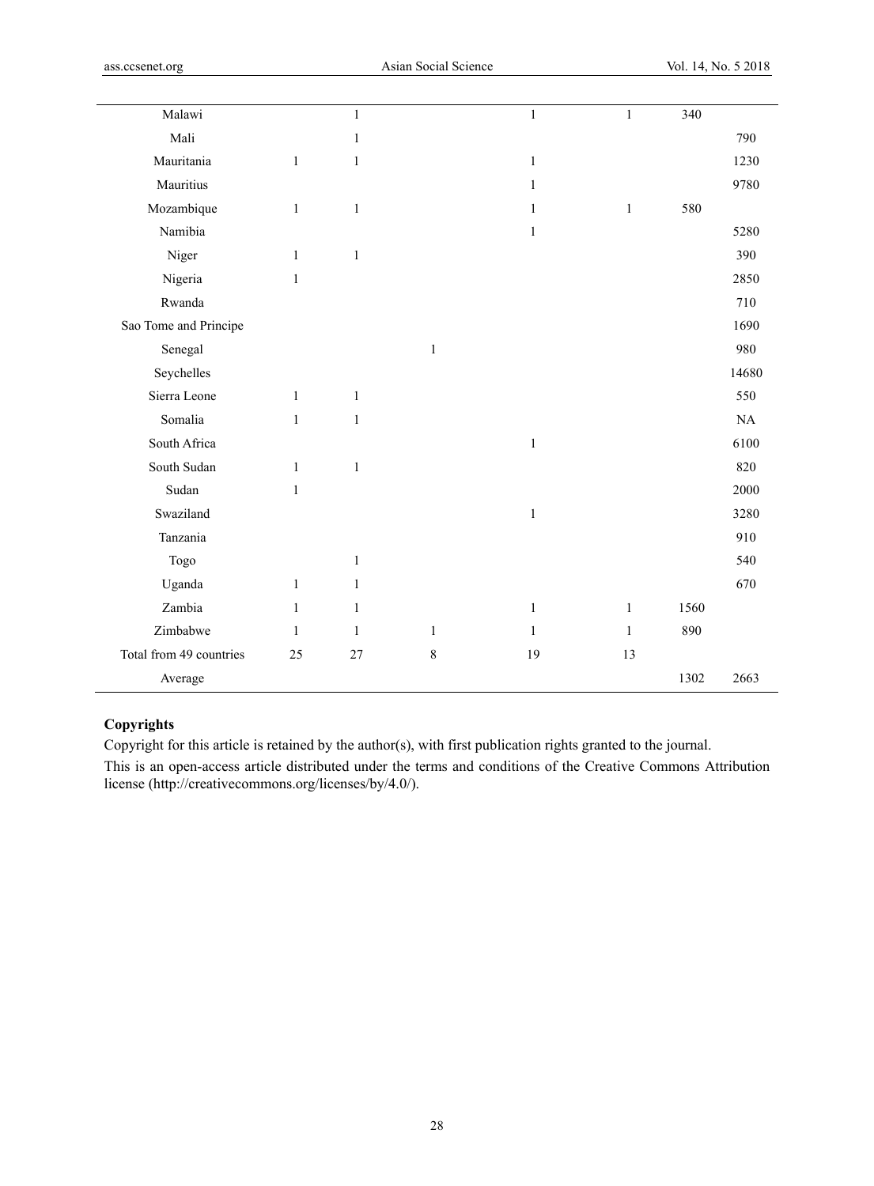| | | | | | | | |
|---|---|---|---|---|---|---|---|
| Malawi | | 1 | | 1 | 1 | 340 | |
| Mali | | 1 | | | | | 790 |
| Mauritania | 1 | 1 | | 1 | | | 1230 |
| Mauritius | | | | 1 | | | 9780 |
| Mozambique | 1 | 1 | | 1 | 1 | 580 | |
| Namibia | | | | 1 | | | 5280 |
| Niger | 1 | 1 | | | | | 390 |
| Nigeria | 1 | | | | | | 2850 |
| Rwanda | | | | | | | 710 |
| Sao Tome and Principe | | | | | | | 1690 |
| Senegal | | | 1 | | | | 980 |
| Seychelles | | | | | | | 14680 |
| Sierra Leone | 1 | 1 | | | | | 550 |
| Somalia | 1 | 1 | | | | | NA |
| South Africa | | | | 1 | | | 6100 |
| South Sudan | 1 | 1 | | | | | 820 |
| Sudan | 1 | | | | | | 2000 |
| Swaziland | | | | 1 | | | 3280 |
| Tanzania | | | | | | | 910 |
| Togo | | 1 | | | | | 540 |
| Uganda | 1 | 1 | | | | | 670 |
| Zambia | 1 | 1 | | 1 | 1 | 1560 | |
| Zimbabwe | 1 | 1 | 1 | 1 | 1 | 890 | |
| Total from 49 countries | 25 | 27 | 8 | 19 | 13 | | |
| Average | | | | | | 1302 | 2663 |

## Copyrights

Copyright for this article is retained by the author(s), with first publication rights granted to the journal.

This is an open-access article distributed under the terms and conditions of the Creative Commons Attribution license (http://creativecommons.org/licenses/by/4.0/).